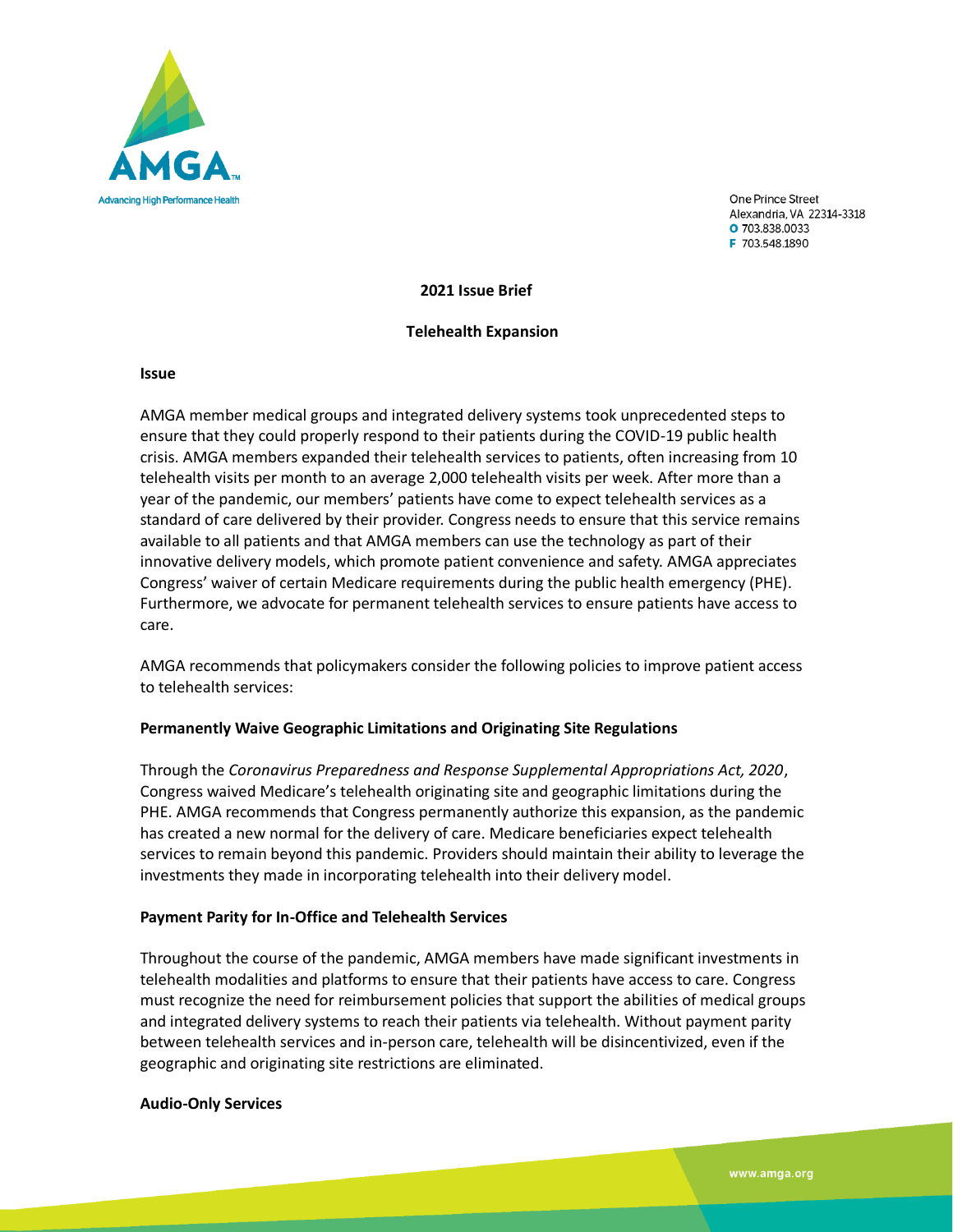AMGA

Advancing High Performance Health

One Prince Street
Alexandria, VA 22314-3318
O 703.838.0033
F 703.548.1890

**2021 Issue Brief**

**Telehealth Expansion**

## Issue

AMGA member medical groups and integrated delivery systems took unprecedented steps to ensure that they could properly respond to their patients during the COVID-19 public health crisis. AMGA members expanded their telehealth services to patients, often increasing from 10 telehealth visits per month to an average 2,000 telehealth visits per week. After more than a year of the pandemic, our members' patients have come to expect telehealth services as a standard of care delivered by their provider. Congress needs to ensure that this service remains available to all patients and that AMGA members can use the technology as part of their innovative delivery models, which promote patient convenience and safety. AMGA appreciates Congress' waiver of certain Medicare requirements during the public health emergency (PHE). Furthermore, we advocate for permanent telehealth services to ensure patients have access to care.

AMGA recommends that policymakers consider the following policies to improve patient access to telehealth services:

### Permanently Waive Geographic Limitations and Originating Site Regulations

Through the *Coronavirus Preparedness and Response Supplemental Appropriations Act, 2020*, Congress waived Medicare's telehealth originating site and geographic limitations during the PHE. AMGA recommends that Congress permanently authorize this expansion, as the pandemic has created a new normal for the delivery of care. Medicare beneficiaries expect telehealth services to remain beyond this pandemic. Providers should maintain their ability to leverage the investments they made in incorporating telehealth into their delivery model.

### Payment Parity for In-Office and Telehealth Services

Throughout the course of the pandemic, AMGA members have made significant investments in telehealth modalities and platforms to ensure that their patients have access to care. Congress must recognize the need for reimbursement policies that support the abilities of medical groups and integrated delivery systems to reach their patients via telehealth. Without payment parity between telehealth services and in-person care, telehealth will be disincentivized, even if the geographic and originating site restrictions are eliminated.

### Audio-Only Services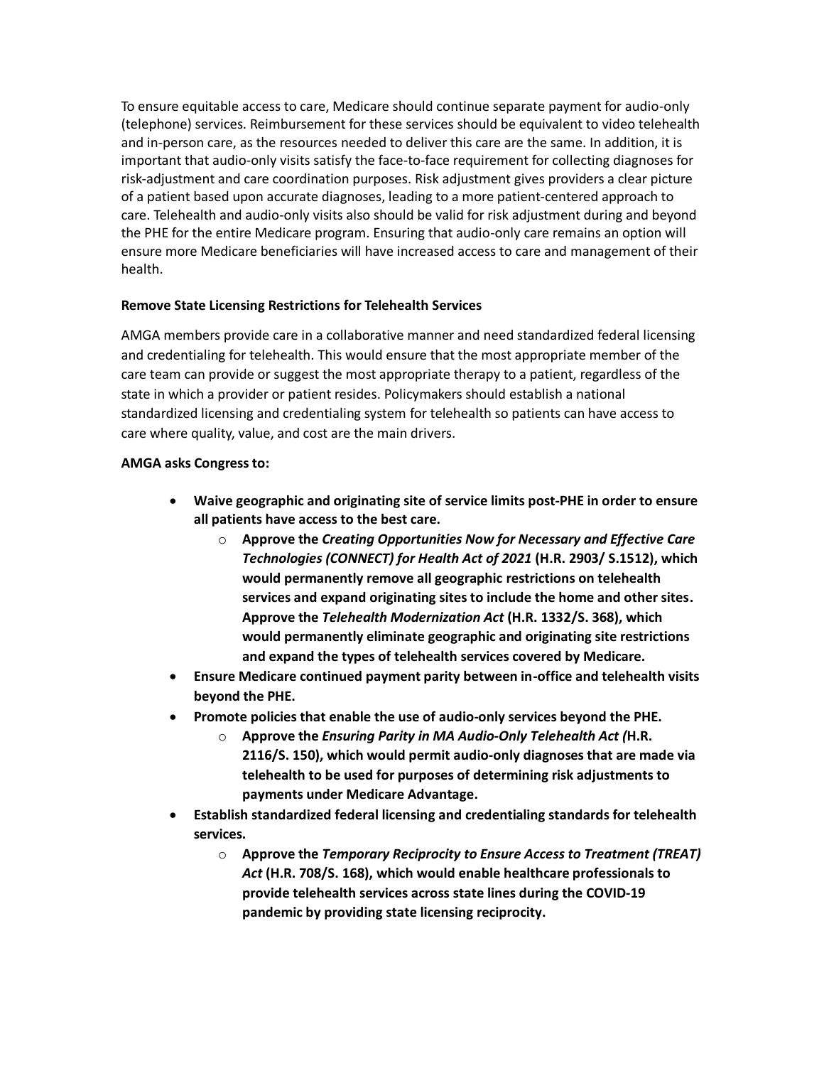To ensure equitable access to care, Medicare should continue separate payment for audio-only (telephone) services. Reimbursement for these services should be equivalent to video telehealth and in-person care, as the resources needed to deliver this care are the same. In addition, it is important that audio-only visits satisfy the face-to-face requirement for collecting diagnoses for risk-adjustment and care coordination purposes. Risk adjustment gives providers a clear picture of a patient based upon accurate diagnoses, leading to a more patient-centered approach to care. Telehealth and audio-only visits also should be valid for risk adjustment during and beyond the PHE for the entire Medicare program. Ensuring that audio-only care remains an option will ensure more Medicare beneficiaries will have increased access to care and management of their health.

**Remove State Licensing Restrictions for Telehealth Services**

AMGA members provide care in a collaborative manner and need standardized federal licensing and credentialing for telehealth. This would ensure that the most appropriate member of the care team can provide or suggest the most appropriate therapy to a patient, regardless of the state in which a provider or patient resides. Policymakers should establish a national standardized licensing and credentialing system for telehealth so patients can have access to care where quality, value, and cost are the main drivers.

**AMGA asks Congress to:**

- **Waive geographic and originating site of service limits post-PHE in order to ensure all patients have access to the best care.**
  - **Approve the *Creating Opportunities Now for Necessary and Effective Care Technologies (CONNECT) for Health Act of 2021* (H.R. 2903/ S.1512), which would permanently remove all geographic restrictions on telehealth services and expand originating sites to include the home and other sites. Approve the *Telehealth Modernization Act* (H.R. 1332/S. 368), which would permanently eliminate geographic and originating site restrictions and expand the types of telehealth services covered by Medicare.**
- **Ensure Medicare continued payment parity between in-office and telehealth visits beyond the PHE.**
- **Promote policies that enable the use of audio-only services beyond the PHE.**
  - **Approve the *Ensuring Parity in MA Audio-Only Telehealth Act (*H.R. 2116/S. 150), which would permit audio-only diagnoses that are made via telehealth to be used for purposes of determining risk adjustments to payments under Medicare Advantage.**
- **Establish standardized federal licensing and credentialing standards for telehealth services.**
  - **Approve the *Temporary Reciprocity to Ensure Access to Treatment (TREAT) Act* (H.R. 708/S. 168), which would enable healthcare professionals to provide telehealth services across state lines during the COVID-19 pandemic by providing state licensing reciprocity.**